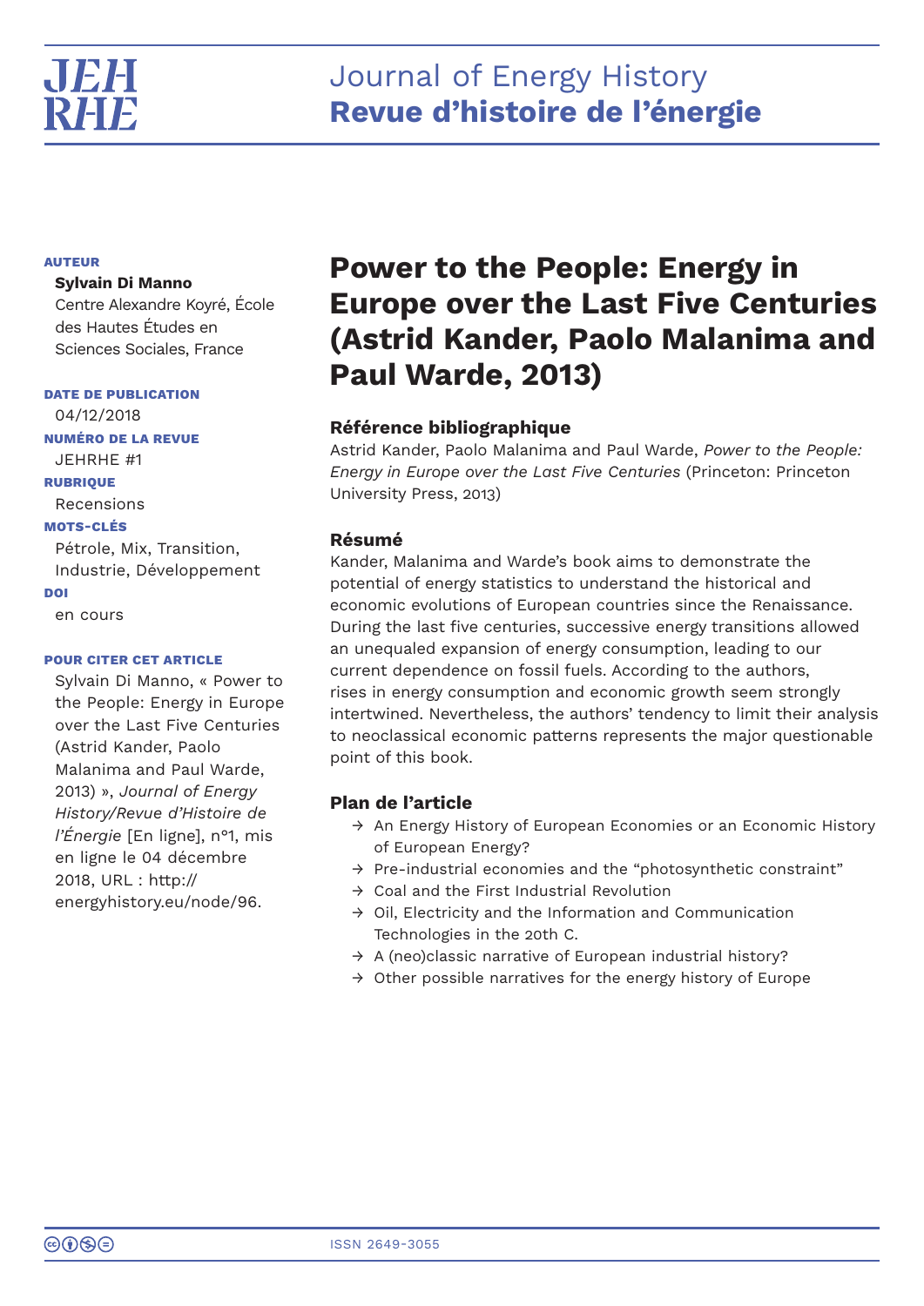# Journal of Energy History
# **Revue d'histoire de l'énergie**

**AUTEUR**

**Sylvain Di Manno**
Centre Alexandre Koyré, École des Hautes Études en Sciences Sociales, France

**DATE DE PUBLICATION**
04/12/2018

**NUMÉRO DE LA REVUE**
JEHRHE #1

**RUBRIQUE**
Recensions

**MOTS-CLÉS**
Pétrole, Mix, Transition, Industrie, Développement

**DOI**
en cours

**POUR CITER CET ARTICLE**
Sylvain Di Manno, « Power to the People: Energy in Europe over the Last Five Centuries (Astrid Kander, Paolo Malanima and Paul Warde, 2013) », *Journal of Energy History/Revue d'Histoire de l'Énergie* [En ligne], n°1, mis en ligne le 04 décembre 2018, URL : http://energyhistory.eu/node/96.

# Power to the People: Energy in Europe over the Last Five Centuries (Astrid Kander, Paolo Malanima and Paul Warde, 2013)

## Référence bibliographique

Astrid Kander, Paolo Malanima and Paul Warde, *Power to the People: Energy in Europe over the Last Five Centuries* (Princeton: Princeton University Press, 2013)

## Résumé

Kander, Malanima and Warde's book aims to demonstrate the potential of energy statistics to understand the historical and economic evolutions of European countries since the Renaissance. During the last five centuries, successive energy transitions allowed an unequaled expansion of energy consumption, leading to our current dependence on fossil fuels. According to the authors, rises in energy consumption and economic growth seem strongly intertwined. Nevertheless, the authors' tendency to limit their analysis to neoclassical economic patterns represents the major questionable point of this book.

## Plan de l'article

- → An Energy History of European Economies or an Economic History of European Energy?
- → Pre-industrial economies and the "photosynthetic constraint"
- → Coal and the First Industrial Revolution
- → Oil, Electricity and the Information and Communication Technologies in the 20th C.
- → A (neo)classic narrative of European industrial history?
- → Other possible narratives for the energy history of Europe

ISSN 2649-3055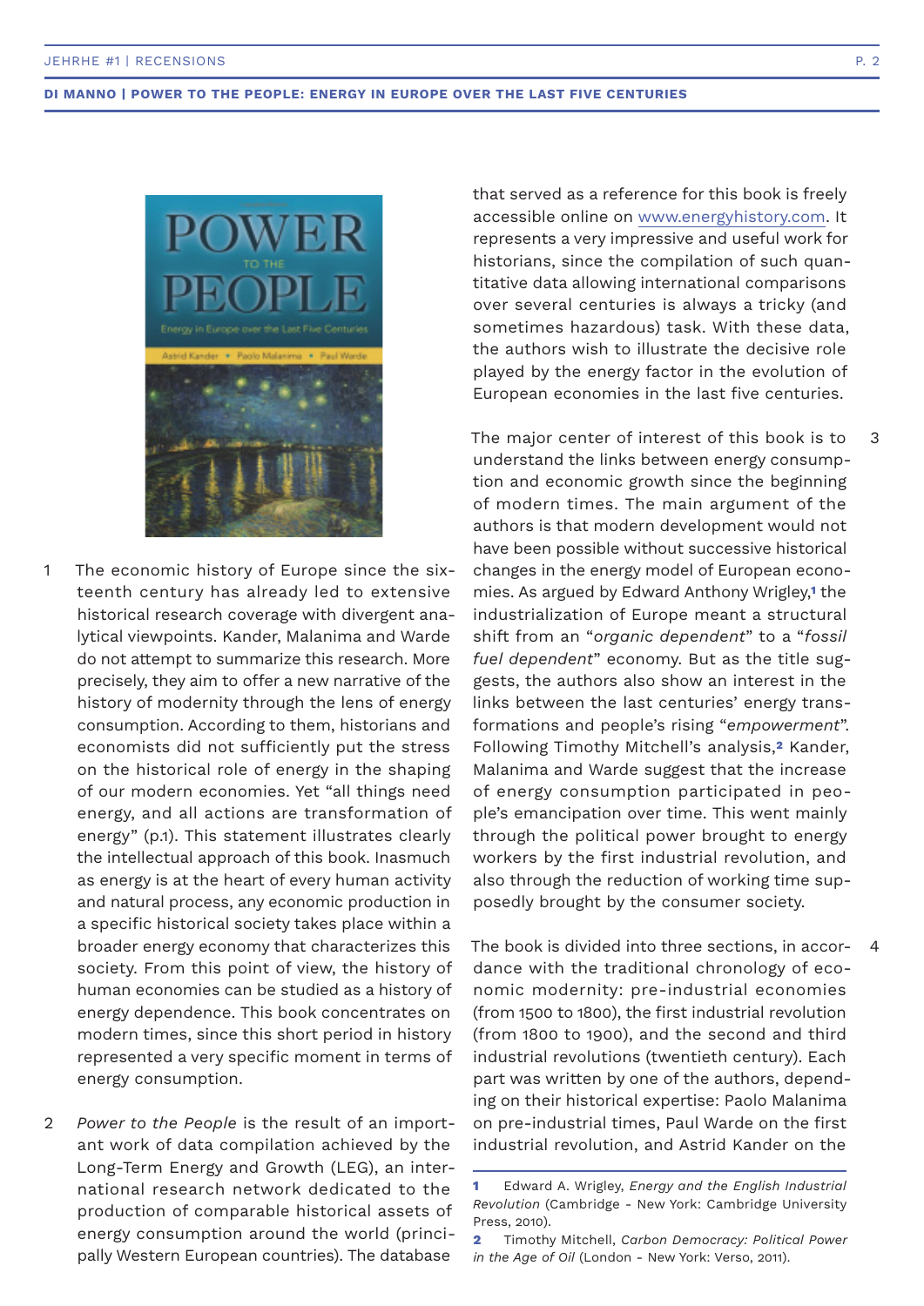1 The economic history of Europe since the sixteenth century has already led to extensive historical research coverage with divergent analytical viewpoints. Kander, Malanima and Warde do not attempt to summarize this research. More precisely, they aim to offer a new narrative of the history of modernity through the lens of energy consumption. According to them, historians and economists did not sufficiently put the stress on the historical role of energy in the shaping of our modern economies. Yet "all things need energy, and all actions are transformation of energy" (p.1). This statement illustrates clearly the intellectual approach of this book. Inasmuch as energy is at the heart of every human activity and natural process, any economic production in a specific historical society takes place within a broader energy economy that characterizes this society. From this point of view, the history of human economies can be studied as a history of energy dependence. This book concentrates on modern times, since this short period in history represented a very specific moment in terms of energy consumption.

2 *Power to the People* is the result of an important work of data compilation achieved by the Long-Term Energy and Growth (LEG), an international research network dedicated to the production of comparable historical assets of energy consumption around the world (principally Western European countries). The database that served as a reference for this book is freely accessible online on www.energyhistory.com. It represents a very impressive and useful work for historians, since the compilation of such quantitative data allowing international comparisons over several centuries is always a tricky (and sometimes hazardous) task. With these data, the authors wish to illustrate the decisive role played by the energy factor in the evolution of European economies in the last five centuries.

3 The major center of interest of this book is to understand the links between energy consumption and economic growth since the beginning of modern times. The main argument of the authors is that modern development would not have been possible without successive historical changes in the energy model of European economies. As argued by Edward Anthony Wrigley,[1] the industrialization of Europe meant a structural shift from an "*organic dependent*" to a "*fossil fuel dependent*" economy. But as the title suggests, the authors also show an interest in the links between the last centuries' energy transformations and people's rising "*empowerment*". Following Timothy Mitchell's analysis,[2] Kander, Malanima and Warde suggest that the increase of energy consumption participated in people's emancipation over time. This went mainly through the political power brought to energy workers by the first industrial revolution, and also through the reduction of working time supposedly brought by the consumer society.

4 The book is divided into three sections, in accordance with the traditional chronology of economic modernity: pre-industrial economies (from 1500 to 1800), the first industrial revolution (from 1800 to 1900), and the second and third industrial revolutions (twentieth century). Each part was written by one of the authors, depending on their historical expertise: Paolo Malanima on pre-industrial times, Paul Warde on the first industrial revolution, and Astrid Kander on the

---

[1] Edward A. Wrigley, *Energy and the English Industrial Revolution* (Cambridge - New York: Cambridge University Press, 2010).

[2] Timothy Mitchell, *Carbon Democracy: Political Power in the Age of Oil* (London - New York: Verso, 2011).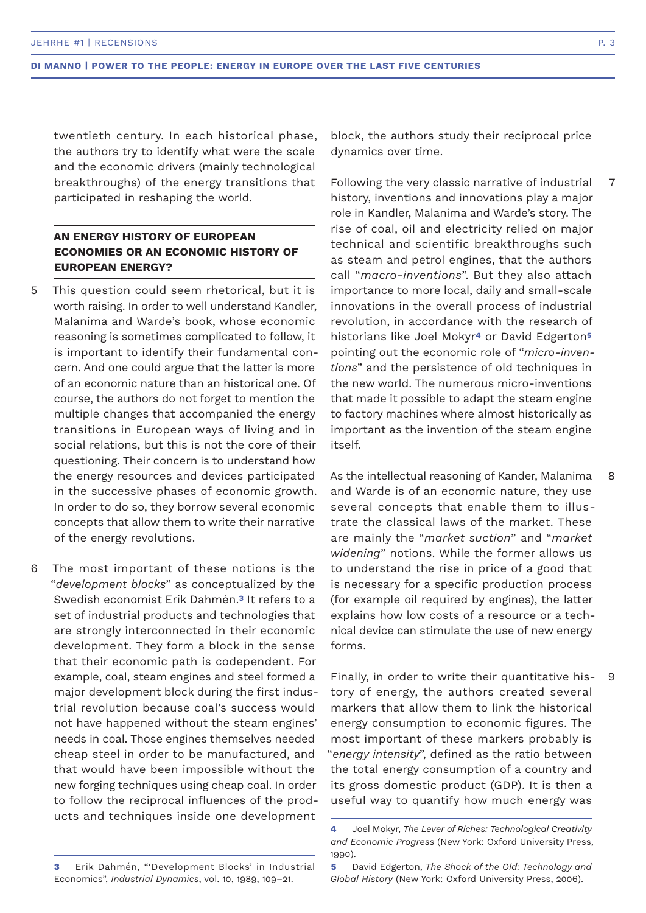twentieth century. In each historical phase, the authors try to identify what were the scale and the economic drivers (mainly technological breakthroughs) of the energy transitions that participated in reshaping the world.

## AN ENERGY HISTORY OF EUROPEAN ECONOMIES OR AN ECONOMIC HISTORY OF EUROPEAN ENERGY?

5 This question could seem rhetorical, but it is worth raising. In order to well understand Kandler, Malanima and Warde's book, whose economic reasoning is sometimes complicated to follow, it is important to identify their fundamental concern. And one could argue that the latter is more of an economic nature than an historical one. Of course, the authors do not forget to mention the multiple changes that accompanied the energy transitions in European ways of living and in social relations, but this is not the core of their questioning. Their concern is to understand how the energy resources and devices participated in the successive phases of economic growth. In order to do so, they borrow several economic concepts that allow them to write their narrative of the energy revolutions.

6 The most important of these notions is the "*development blocks*" as conceptualized by the Swedish economist Erik Dahmén.[3] It refers to a set of industrial products and technologies that are strongly interconnected in their economic development. They form a block in the sense that their economic path is codependent. For example, coal, steam engines and steel formed a major development block during the first industrial revolution because coal's success would not have happened without the steam engines' needs in coal. Those engines themselves needed cheap steel in order to be manufactured, and that would have been impossible without the new forging techniques using cheap coal. In order to follow the reciprocal influences of the products and techniques inside one development block, the authors study their reciprocal price dynamics over time.

7 Following the very classic narrative of industrial history, inventions and innovations play a major role in Kandler, Malanima and Warde's story. The rise of coal, oil and electricity relied on major technical and scientific breakthroughs such as steam and petrol engines, that the authors call "*macro-inventions*". But they also attach importance to more local, daily and small-scale innovations in the overall process of industrial revolution, in accordance with the research of historians like Joel Mokyr[4] or David Edgerton[5] pointing out the economic role of "*micro-inventions*" and the persistence of old techniques in the new world. The numerous micro-inventions that made it possible to adapt the steam engine to factory machines where almost historically as important as the invention of the steam engine itself.

8 As the intellectual reasoning of Kander, Malanima and Warde is of an economic nature, they use several concepts that enable them to illustrate the classical laws of the market. These are mainly the "*market suction*" and "*market widening*" notions. While the former allows us to understand the rise in price of a good that is necessary for a specific production process (for example oil required by engines), the latter explains how low costs of a resource or a technical device can stimulate the use of new energy forms.

9 Finally, in order to write their quantitative history of energy, the authors created several markers that allow them to link the historical energy consumption to economic figures. The most important of these markers probably is "*energy intensity*", defined as the ratio between the total energy consumption of a country and its gross domestic product (GDP). It is then a useful way to quantify how much energy was

---

[3] Erik Dahmén, "'Development Blocks' in Industrial Economics", *Industrial Dynamics*, vol. 10, 1989, 109–21.

[4] Joel Mokyr, *The Lever of Riches: Technological Creativity and Economic Progress* (New York: Oxford University Press, 1990).

[5] David Edgerton, *The Shock of the Old: Technology and Global History* (New York: Oxford University Press, 2006).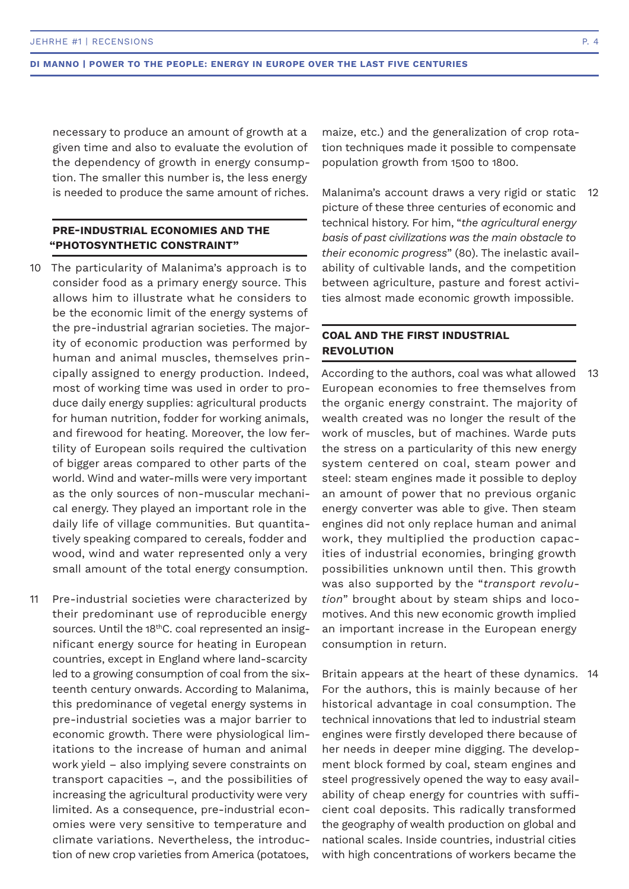necessary to produce an amount of growth at a given time and also to evaluate the evolution of the dependency of growth in energy consumption. The smaller this number is, the less energy is needed to produce the same amount of riches.

## PRE-INDUSTRIAL ECONOMIES AND THE "PHOTOSYNTHETIC CONSTRAINT"

10 The particularity of Malanima's approach is to consider food as a primary energy source. This allows him to illustrate what he considers to be the economic limit of the energy systems of the pre-industrial agrarian societies. The majority of economic production was performed by human and animal muscles, themselves principally assigned to energy production. Indeed, most of working time was used in order to produce daily energy supplies: agricultural products for human nutrition, fodder for working animals, and firewood for heating. Moreover, the low fertility of European soils required the cultivation of bigger areas compared to other parts of the world. Wind and water-mills were very important as the only sources of non-muscular mechanical energy. They played an important role in the daily life of village communities. But quantitatively speaking compared to cereals, fodder and wood, wind and water represented only a very small amount of the total energy consumption.

11 Pre-industrial societies were characterized by their predominant use of reproducible energy sources. Until the 18thC. coal represented an insignificant energy source for heating in European countries, except in England where land-scarcity led to a growing consumption of coal from the sixteenth century onwards. According to Malanima, this predominance of vegetal energy systems in pre-industrial societies was a major barrier to economic growth. There were physiological limitations to the increase of human and animal work yield – also implying severe constraints on transport capacities –, and the possibilities of increasing the agricultural productivity were very limited. As a consequence, pre-industrial economies were very sensitive to temperature and climate variations. Nevertheless, the introduction of new crop varieties from America (potatoes, maize, etc.) and the generalization of crop rotation techniques made it possible to compensate population growth from 1500 to 1800.

12 Malanima's account draws a very rigid or static picture of these three centuries of economic and technical history. For him, "*the agricultural energy basis of past civilizations was the main obstacle to their economic progress*" (80). The inelastic availability of cultivable lands, and the competition between agriculture, pasture and forest activities almost made economic growth impossible.

## COAL AND THE FIRST INDUSTRIAL REVOLUTION

13 According to the authors, coal was what allowed European economies to free themselves from the organic energy constraint. The majority of wealth created was no longer the result of the work of muscles, but of machines. Warde puts the stress on a particularity of this new energy system centered on coal, steam power and steel: steam engines made it possible to deploy an amount of power that no previous organic energy converter was able to give. Then steam engines did not only replace human and animal work, they multiplied the production capacities of industrial economies, bringing growth possibilities unknown until then. This growth was also supported by the "*transport revolution*" brought about by steam ships and locomotives. And this new economic growth implied an important increase in the European energy consumption in return.

14 Britain appears at the heart of these dynamics. For the authors, this is mainly because of her historical advantage in coal consumption. The technical innovations that led to industrial steam engines were firstly developed there because of her needs in deeper mine digging. The development block formed by coal, steam engines and steel progressively opened the way to easy availability of cheap energy for countries with sufficient coal deposits. This radically transformed the geography of wealth production on global and national scales. Inside countries, industrial cities with high concentrations of workers became the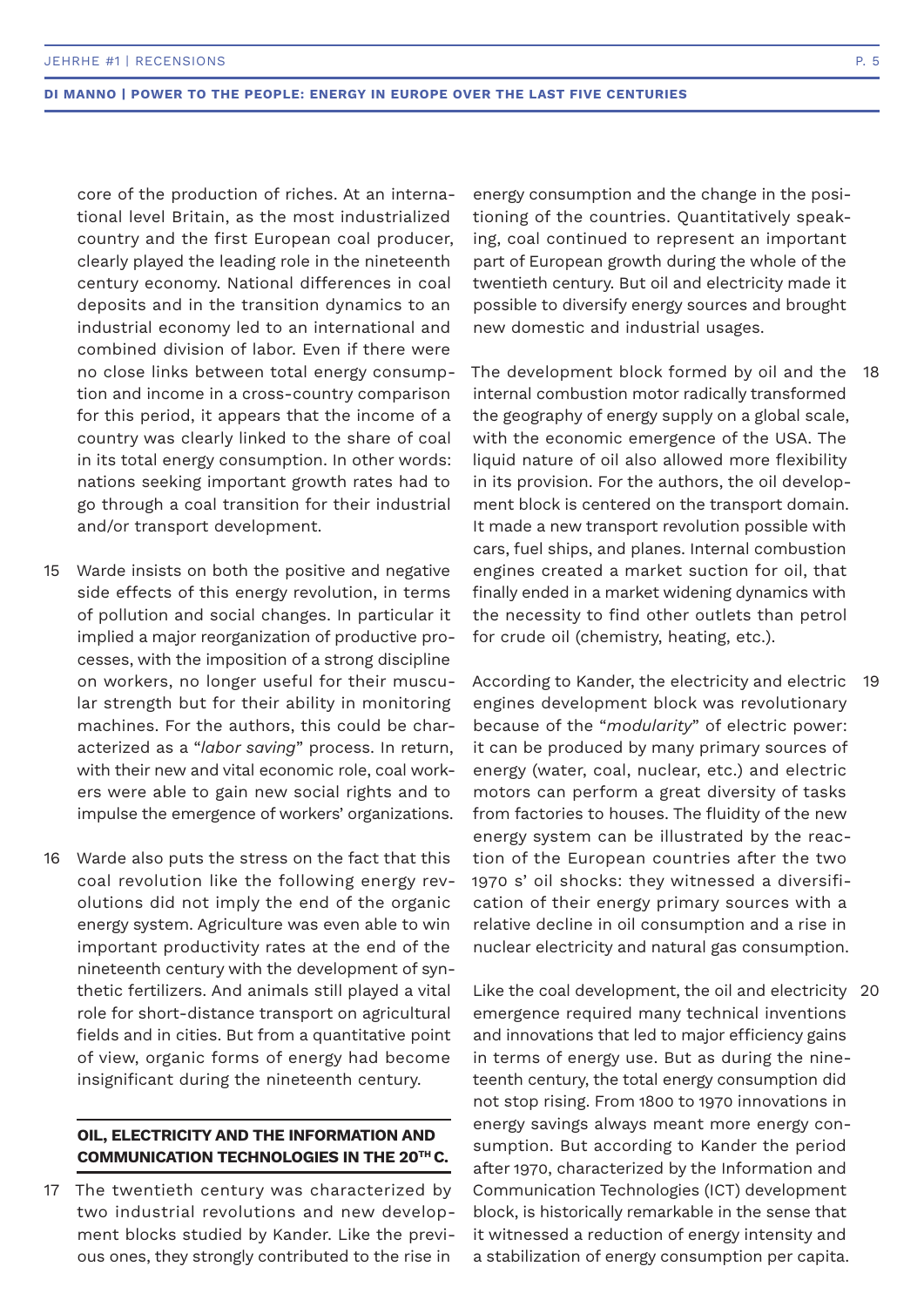core of the production of riches. At an international level Britain, as the most industrialized country and the first European coal producer, clearly played the leading role in the nineteenth century economy. National differences in coal deposits and in the transition dynamics to an industrial economy led to an international and combined division of labor. Even if there were no close links between total energy consumption and income in a cross-country comparison for this period, it appears that the income of a country was clearly linked to the share of coal in its total energy consumption. In other words: nations seeking important growth rates had to go through a coal transition for their industrial and/or transport development.

15 Warde insists on both the positive and negative side effects of this energy revolution, in terms of pollution and social changes. In particular it implied a major reorganization of productive processes, with the imposition of a strong discipline on workers, no longer useful for their muscular strength but for their ability in monitoring machines. For the authors, this could be characterized as a "*labor saving*" process. In return, with their new and vital economic role, coal workers were able to gain new social rights and to impulse the emergence of workers' organizations.

16 Warde also puts the stress on the fact that this coal revolution like the following energy revolutions did not imply the end of the organic energy system. Agriculture was even able to win important productivity rates at the end of the nineteenth century with the development of synthetic fertilizers. And animals still played a vital role for short-distance transport on agricultural fields and in cities. But from a quantitative point of view, organic forms of energy had become insignificant during the nineteenth century.

## OIL, ELECTRICITY AND THE INFORMATION AND COMMUNICATION TECHNOLOGIES IN THE 20TH C.

17 The twentieth century was characterized by two industrial revolutions and new development blocks studied by Kander. Like the previous ones, they strongly contributed to the rise in energy consumption and the change in the positioning of the countries. Quantitatively speaking, coal continued to represent an important part of European growth during the whole of the twentieth century. But oil and electricity made it possible to diversify energy sources and brought new domestic and industrial usages.

18 The development block formed by oil and the internal combustion motor radically transformed the geography of energy supply on a global scale, with the economic emergence of the USA. The liquid nature of oil also allowed more flexibility in its provision. For the authors, the oil development block is centered on the transport domain. It made a new transport revolution possible with cars, fuel ships, and planes. Internal combustion engines created a market suction for oil, that finally ended in a market widening dynamics with the necessity to find other outlets than petrol for crude oil (chemistry, heating, etc.).

19 According to Kander, the electricity and electric engines development block was revolutionary because of the "*modularity*" of electric power: it can be produced by many primary sources of energy (water, coal, nuclear, etc.) and electric motors can perform a great diversity of tasks from factories to houses. The fluidity of the new energy system can be illustrated by the reaction of the European countries after the two 1970 s' oil shocks: they witnessed a diversification of their energy primary sources with a relative decline in oil consumption and a rise in nuclear electricity and natural gas consumption.

20 Like the coal development, the oil and electricity emergence required many technical inventions and innovations that led to major efficiency gains in terms of energy use. But as during the nineteenth century, the total energy consumption did not stop rising. From 1800 to 1970 innovations in energy savings always meant more energy consumption. But according to Kander the period after 1970, characterized by the Information and Communication Technologies (ICT) development block, is historically remarkable in the sense that it witnessed a reduction of energy intensity and a stabilization of energy consumption per capita.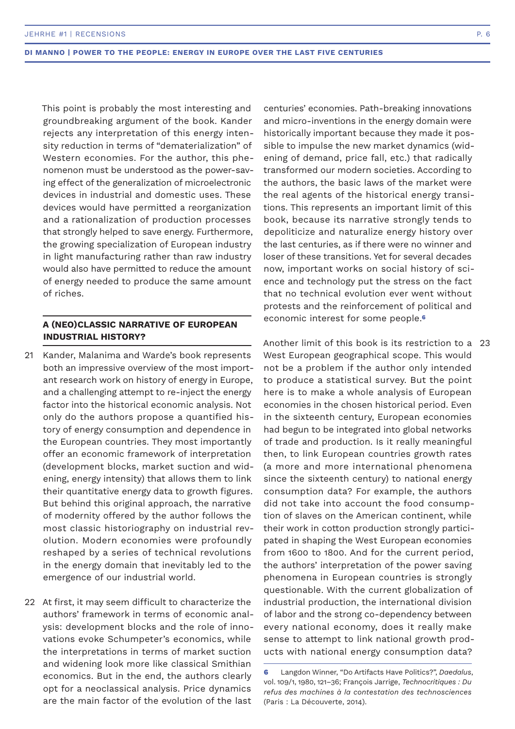This point is probably the most interesting and groundbreaking argument of the book. Kander rejects any interpretation of this energy intensity reduction in terms of "dematerialization" of Western economies. For the author, this phenomenon must be understood as the power-saving effect of the generalization of microelectronic devices in industrial and domestic uses. These devices would have permitted a reorganization and a rationalization of production processes that strongly helped to save energy. Furthermore, the growing specialization of European industry in light manufacturing rather than raw industry would also have permitted to reduce the amount of energy needed to produce the same amount of riches.

## A (NEO)CLASSIC NARRATIVE OF EUROPEAN INDUSTRIAL HISTORY?

21 Kander, Malanima and Warde's book represents both an impressive overview of the most important research work on history of energy in Europe, and a challenging attempt to re-inject the energy factor into the historical economic analysis. Not only do the authors propose a quantified history of energy consumption and dependence in the European countries. They most importantly offer an economic framework of interpretation (development blocks, market suction and widening, energy intensity) that allows them to link their quantitative energy data to growth figures. But behind this original approach, the narrative of modernity offered by the author follows the most classic historiography on industrial revolution. Modern economies were profoundly reshaped by a series of technical revolutions in the energy domain that inevitably led to the emergence of our industrial world.

22 At first, it may seem difficult to characterize the authors' framework in terms of economic analysis: development blocks and the role of innovations evoke Schumpeter's economics, while the interpretations in terms of market suction and widening look more like classical Smithian economics. But in the end, the authors clearly opt for a neoclassical analysis. Price dynamics are the main factor of the evolution of the last centuries' economies. Path-breaking innovations and micro-inventions in the energy domain were historically important because they made it possible to impulse the new market dynamics (widening of demand, price fall, etc.) that radically transformed our modern societies. According to the authors, the basic laws of the market were the real agents of the historical energy transitions. This represents an important limit of this book, because its narrative strongly tends to depoliticize and naturalize energy history over the last centuries, as if there were no winner and loser of these transitions. Yet for several decades now, important works on social history of science and technology put the stress on the fact that no technical evolution ever went without protests and the reinforcement of political and economic interest for some people.[6]

23 Another limit of this book is its restriction to a West European geographical scope. This would not be a problem if the author only intended to produce a statistical survey. But the point here is to make a whole analysis of European economies in the chosen historical period. Even in the sixteenth century, European economies had begun to be integrated into global networks of trade and production. Is it really meaningful then, to link European countries growth rates (a more and more international phenomena since the sixteenth century) to national energy consumption data? For example, the authors did not take into account the food consumption of slaves on the American continent, while their work in cotton production strongly participated in shaping the West European economies from 1600 to 1800. And for the current period, the authors' interpretation of the power saving phenomena in European countries is strongly questionable. With the current globalization of industrial production, the international division of labor and the strong co-dependency between every national economy, does it really make sense to attempt to link national growth products with national energy consumption data?

---

6 Langdon Winner, "Do Artifacts Have Politics?", *Daedalus*, vol. 109/1, 1980, 121–36; François Jarrige, *Technocritiques : Du refus des machines à la contestation des technosciences* (Paris : La Découverte, 2014).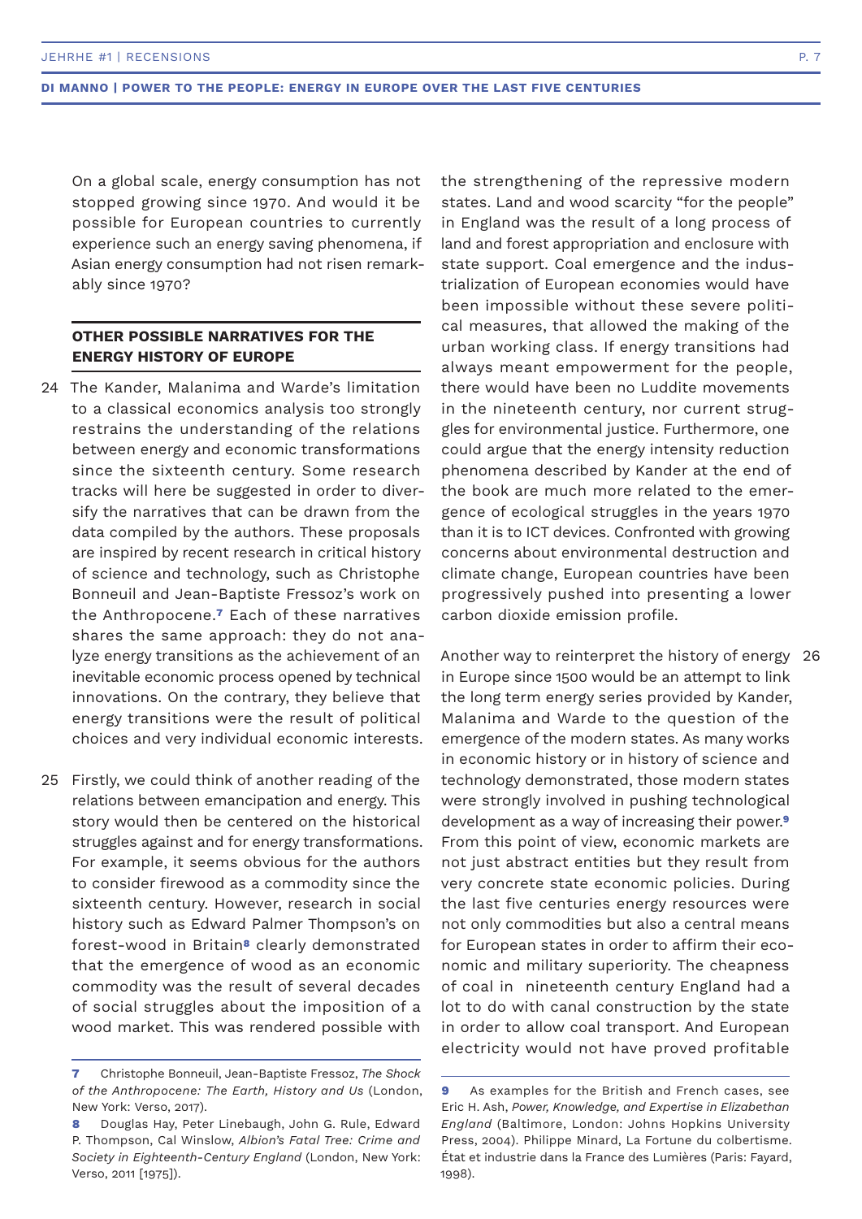On a global scale, energy consumption has not stopped growing since 1970. And would it be possible for European countries to currently experience such an energy saving phenomena, if Asian energy consumption had not risen remarkably since 1970?

## OTHER POSSIBLE NARRATIVES FOR THE ENERGY HISTORY OF EUROPE

24 The Kander, Malanima and Warde's limitation to a classical economics analysis too strongly restrains the understanding of the relations between energy and economic transformations since the sixteenth century. Some research tracks will here be suggested in order to diversify the narratives that can be drawn from the data compiled by the authors. These proposals are inspired by recent research in critical history of science and technology, such as Christophe Bonneuil and Jean-Baptiste Fressoz's work on the Anthropocene.[7] Each of these narratives shares the same approach: they do not analyze energy transitions as the achievement of an inevitable economic process opened by technical innovations. On the contrary, they believe that energy transitions were the result of political choices and very individual economic interests.

25 Firstly, we could think of another reading of the relations between emancipation and energy. This story would then be centered on the historical struggles against and for energy transformations. For example, it seems obvious for the authors to consider firewood as a commodity since the sixteenth century. However, research in social history such as Edward Palmer Thompson's on forest-wood in Britain[8] clearly demonstrated that the emergence of wood as an economic commodity was the result of several decades of social struggles about the imposition of a wood market. This was rendered possible with the strengthening of the repressive modern states. Land and wood scarcity "for the people" in England was the result of a long process of land and forest appropriation and enclosure with state support. Coal emergence and the industrialization of European economies would have been impossible without these severe political measures, that allowed the making of the urban working class. If energy transitions had always meant empowerment for the people, there would have been no Luddite movements in the nineteenth century, nor current struggles for environmental justice. Furthermore, one could argue that the energy intensity reduction phenomena described by Kander at the end of the book are much more related to the emergence of ecological struggles in the years 1970 than it is to ICT devices. Confronted with growing concerns about environmental destruction and climate change, European countries have been progressively pushed into presenting a lower carbon dioxide emission profile.

26 Another way to reinterpret the history of energy in Europe since 1500 would be an attempt to link the long term energy series provided by Kander, Malanima and Warde to the question of the emergence of the modern states. As many works in economic history or in history of science and technology demonstrated, those modern states were strongly involved in pushing technological development as a way of increasing their power.[9] From this point of view, economic markets are not just abstract entities but they result from very concrete state economic policies. During the last five centuries energy resources were not only commodities but also a central means for European states in order to affirm their economic and military superiority. The cheapness of coal in nineteenth century England had a lot to do with canal construction by the state in order to allow coal transport. And European electricity would not have proved profitable

---

**7** Christophe Bonneuil, Jean-Baptiste Fressoz, *The Shock of the Anthropocene: The Earth, History and Us* (London, New York: Verso, 2017).

**8** Douglas Hay, Peter Linebaugh, John G. Rule, Edward P. Thompson, Cal Winslow, *Albion's Fatal Tree: Crime and Society in Eighteenth-Century England* (London, New York: Verso, 2011 [1975]).

**9** As examples for the British and French cases, see Eric H. Ash, *Power, Knowledge, and Expertise in Elizabethan England* (Baltimore, London: Johns Hopkins University Press, 2004). Philippe Minard, La Fortune du colbertisme. État et industrie dans la France des Lumières (Paris: Fayard, 1998).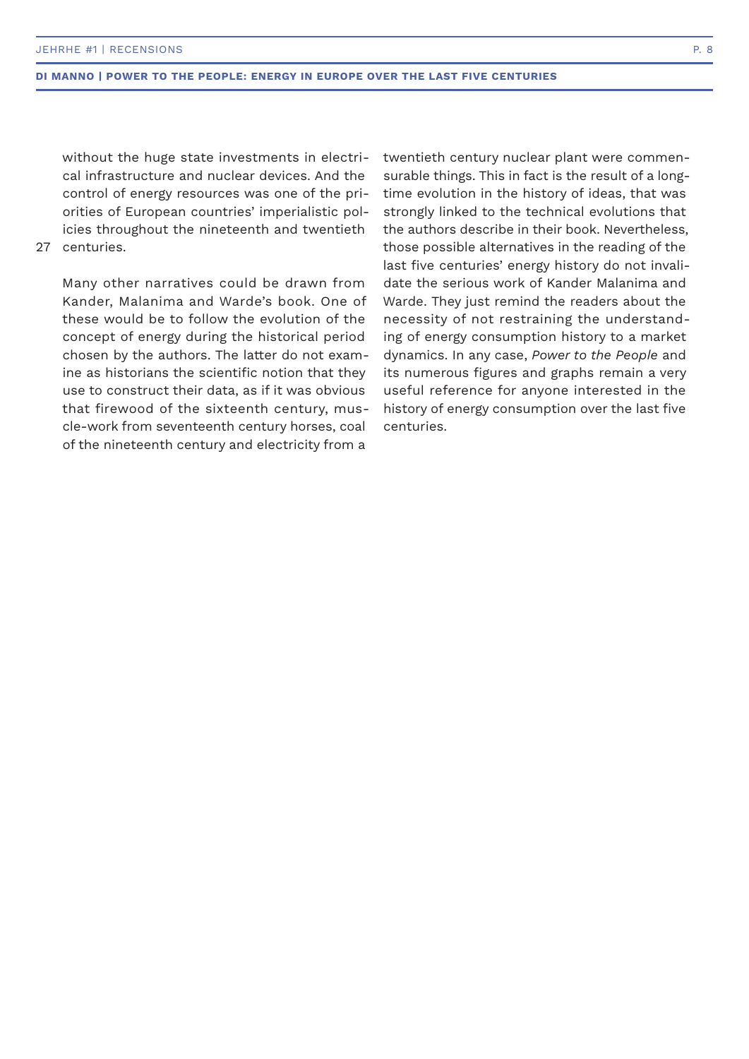without the huge state investments in electrical infrastructure and nuclear devices. And the control of energy resources was one of the priorities of European countries' imperialistic policies throughout the nineteenth and twentieth centuries.

27 Many other narratives could be drawn from Kander, Malanima and Warde's book. One of these would be to follow the evolution of the concept of energy during the historical period chosen by the authors. The latter do not examine as historians the scientific notion that they use to construct their data, as if it was obvious that firewood of the sixteenth century, muscle-work from seventeenth century horses, coal of the nineteenth century and electricity from a twentieth century nuclear plant were commensurable things. This in fact is the result of a long-time evolution in the history of ideas, that was strongly linked to the technical evolutions that the authors describe in their book. Nevertheless, those possible alternatives in the reading of the last five centuries' energy history do not invalidate the serious work of Kander Malanima and Warde. They just remind the readers about the necessity of not restraining the understanding of energy consumption history to a market dynamics. In any case, *Power to the People* and its numerous figures and graphs remain a very useful reference for anyone interested in the history of energy consumption over the last five centuries.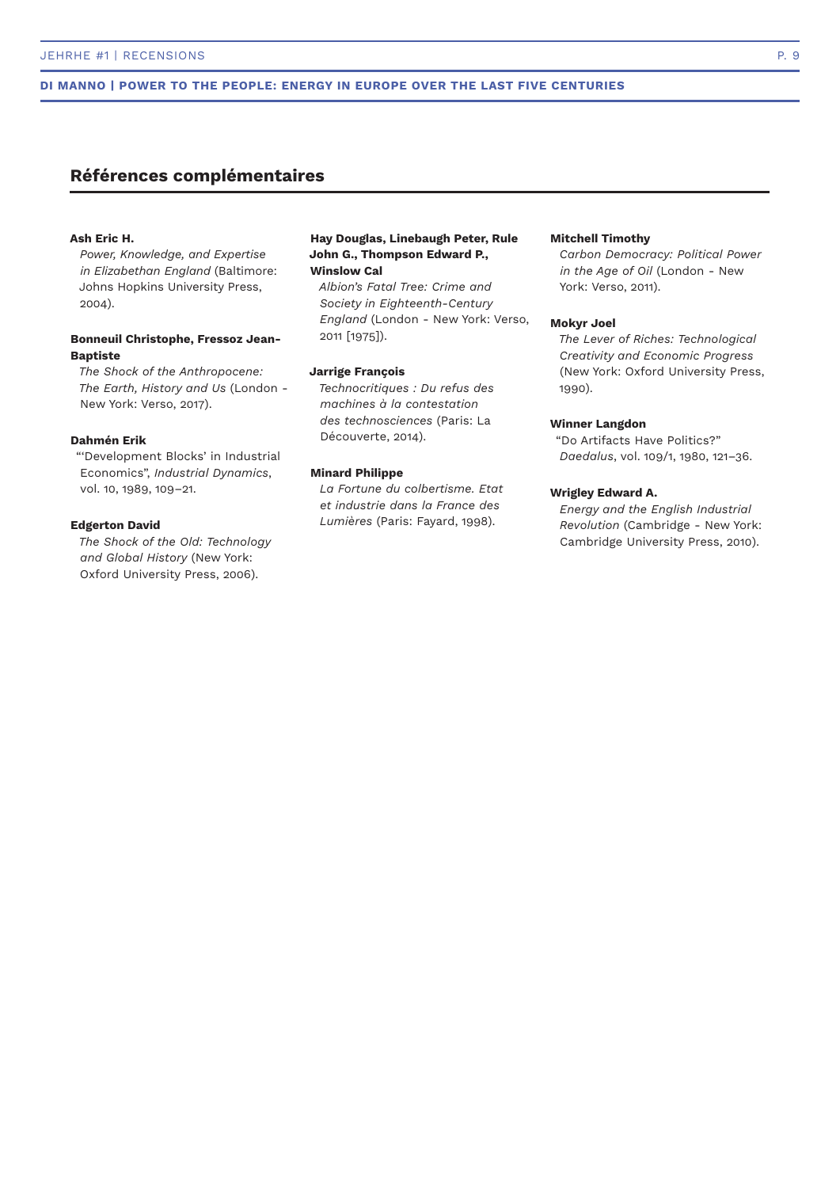## Références complémentaires

**Ash Eric H.**
*Power, Knowledge, and Expertise in Elizabethan England* (Baltimore: Johns Hopkins University Press, 2004).

**Bonneuil Christophe, Fressoz Jean-Baptiste**
*The Shock of the Anthropocene: The Earth, History and Us* (London - New York: Verso, 2017).

**Dahmén Erik**
"'Development Blocks' in Industrial Economics", *Industrial Dynamics*, vol. 10, 1989, 109–21.

**Edgerton David**
*The Shock of the Old: Technology and Global History* (New York: Oxford University Press, 2006).

**Hay Douglas, Linebaugh Peter, Rule John G., Thompson Edward P., Winslow Cal**
*Albion's Fatal Tree: Crime and Society in Eighteenth-Century England* (London - New York: Verso, 2011 [1975]).

**Jarrige François**
*Technocritiques : Du refus des machines à la contestation des technosciences* (Paris: La Découverte, 2014).

**Minard Philippe**
*La Fortune du colbertisme. Etat et industrie dans la France des Lumières* (Paris: Fayard, 1998).

**Mitchell Timothy**
*Carbon Democracy: Political Power in the Age of Oil* (London - New York: Verso, 2011).

**Mokyr Joel**
*The Lever of Riches: Technological Creativity and Economic Progress* (New York: Oxford University Press, 1990).

**Winner Langdon**
"Do Artifacts Have Politics?" *Daedalus*, vol. 109/1, 1980, 121–36.

**Wrigley Edward A.**
*Energy and the English Industrial Revolution* (Cambridge - New York: Cambridge University Press, 2010).